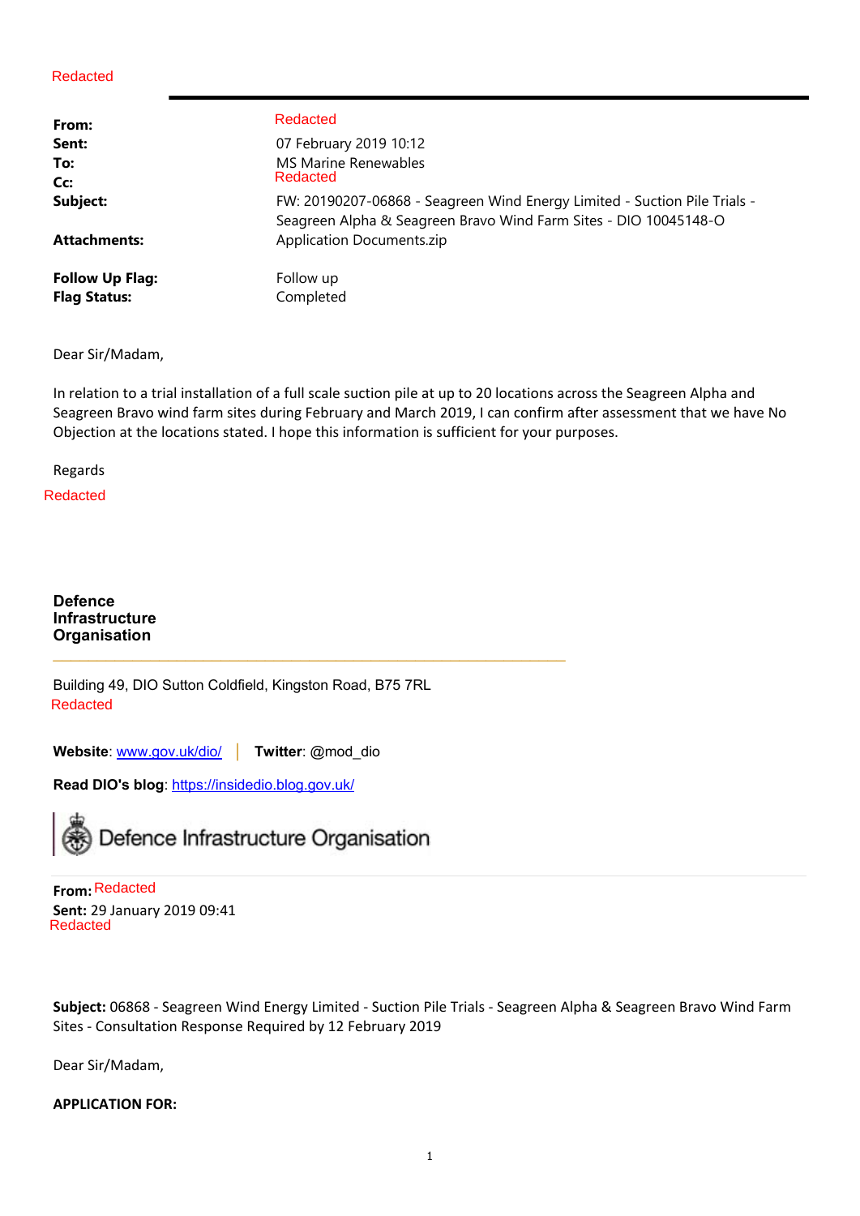Redacted

| | |
|---|---|
| **From:** | Redacted |
| **Sent:** | 07 February 2019 10:12 |
| **To:** | MS Marine Renewables |
| **Cc:** | Redacted |
| **Subject:** | FW: 20190207-06868 - Seagreen Wind Energy Limited - Suction Pile Trials - Seagreen Alpha & Seagreen Bravo Wind Farm Sites - DIO 10045148-O |
| **Attachments:** | Application Documents.zip |
| **Follow Up Flag:** | Follow up |
| **Flag Status:** | Completed |

Dear Sir/Madam,

In relation to a trial installation of a full scale suction pile at up to 20 locations across the Seagreen Alpha and Seagreen Bravo wind farm sites during February and March 2019, I can confirm after assessment that we have No Objection at the locations stated. I hope this information is sufficient for your purposes.

Regards

Redacted

**Defence Infrastructure Organisation**

Building 49, DIO Sutton Coldfield, Kingston Road, B75 7RL

Redacted

**Website**: www.gov.uk/dio/ | **Twitter**: @mod_dio

**Read DIO's blog**: https://insidedio.blog.gov.uk/

Defence Infrastructure Organisation

---

**From:** Redacted

**Sent:** 29 January 2019 09:41

Redacted

**Subject:** 06868 - Seagreen Wind Energy Limited - Suction Pile Trials - Seagreen Alpha & Seagreen Bravo Wind Farm Sites - Consultation Response Required by 12 February 2019

Dear Sir/Madam,

**APPLICATION FOR:**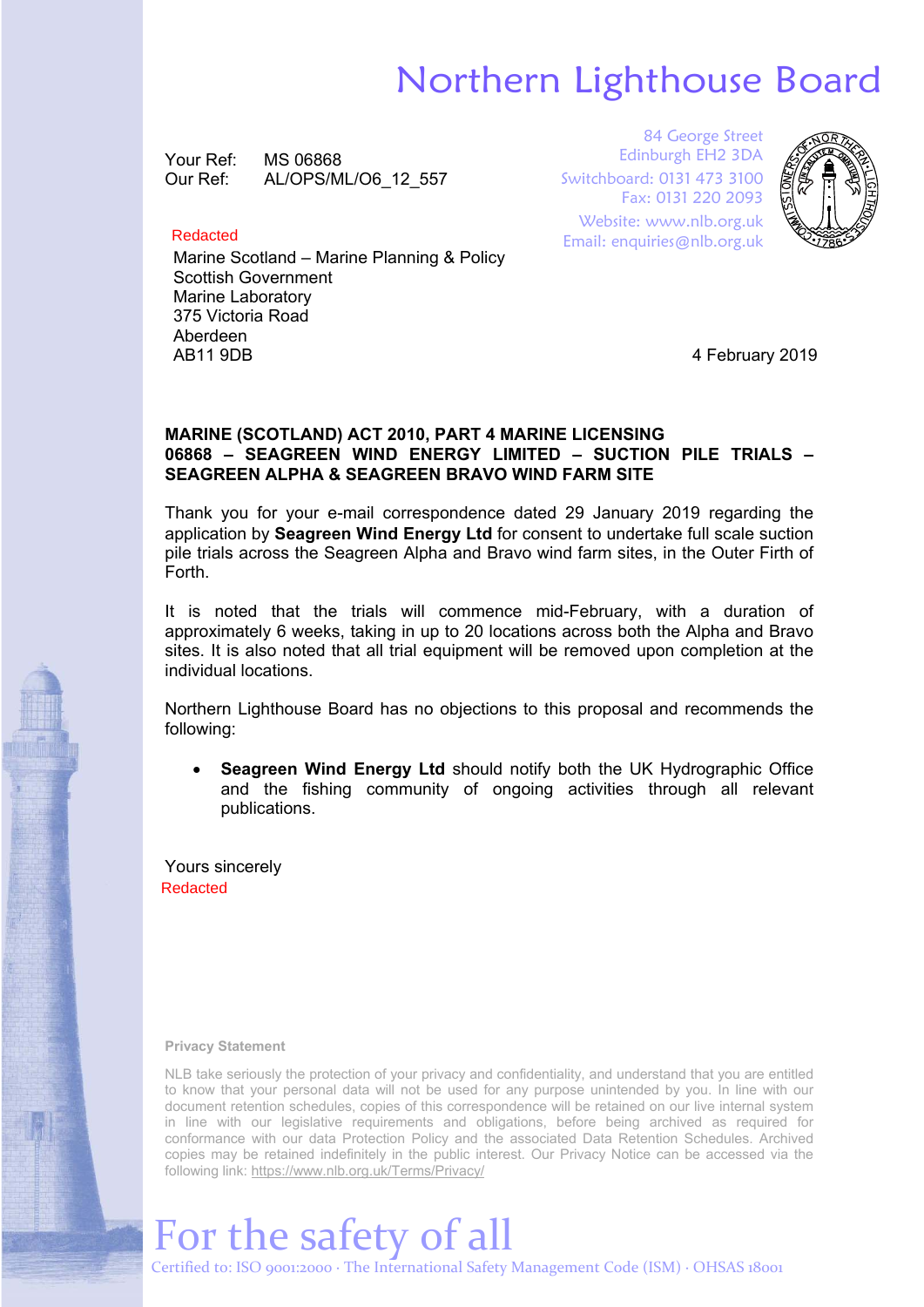# Northern Lighthouse Board

Your Ref: MS 06868
Our Ref: AL/OPS/ML/O6_12_557

84 George Street
Edinburgh EH2 3DA
Switchboard: 0131 473 3100
Fax: 0131 220 2093
Website: www.nlb.org.uk
Email: enquiries@nlb.org.uk

Redacted
Marine Scotland – Marine Planning & Policy
Scottish Government
Marine Laboratory
375 Victoria Road
Aberdeen
AB11 9DB

4 February 2019

**MARINE (SCOTLAND) ACT 2010, PART 4 MARINE LICENSING**
**06868 – SEAGREEN WIND ENERGY LIMITED – SUCTION PILE TRIALS – SEAGREEN ALPHA & SEAGREEN BRAVO WIND FARM SITE**

Thank you for your e-mail correspondence dated 29 January 2019 regarding the application by **Seagreen Wind Energy Ltd** for consent to undertake full scale suction pile trials across the Seagreen Alpha and Bravo wind farm sites, in the Outer Firth of Forth.

It is noted that the trials will commence mid-February, with a duration of approximately 6 weeks, taking in up to 20 locations across both the Alpha and Bravo sites. It is also noted that all trial equipment will be removed upon completion at the individual locations.

Northern Lighthouse Board has no objections to this proposal and recommends the following:

- **Seagreen Wind Energy Ltd** should notify both the UK Hydrographic Office and the fishing community of ongoing activities through all relevant publications.

Yours sincerely
Redacted

**Privacy Statement**

NLB take seriously the protection of your privacy and confidentiality, and understand that you are entitled to know that your personal data will not be used for any purpose unintended by you. In line with our document retention schedules, copies of this correspondence will be retained on our live internal system in line with our legislative requirements and obligations, before being archived as required for conformance with our data Protection Policy and the associated Data Retention Schedules. Archived copies may be retained indefinitely in the public interest. Our Privacy Notice can be accessed via the following link: https://www.nlb.org.uk/Terms/Privacy/

For the safety of all
Certified to: ISO 9001:2000 · The International Safety Management Code (ISM) · OHSAS 18001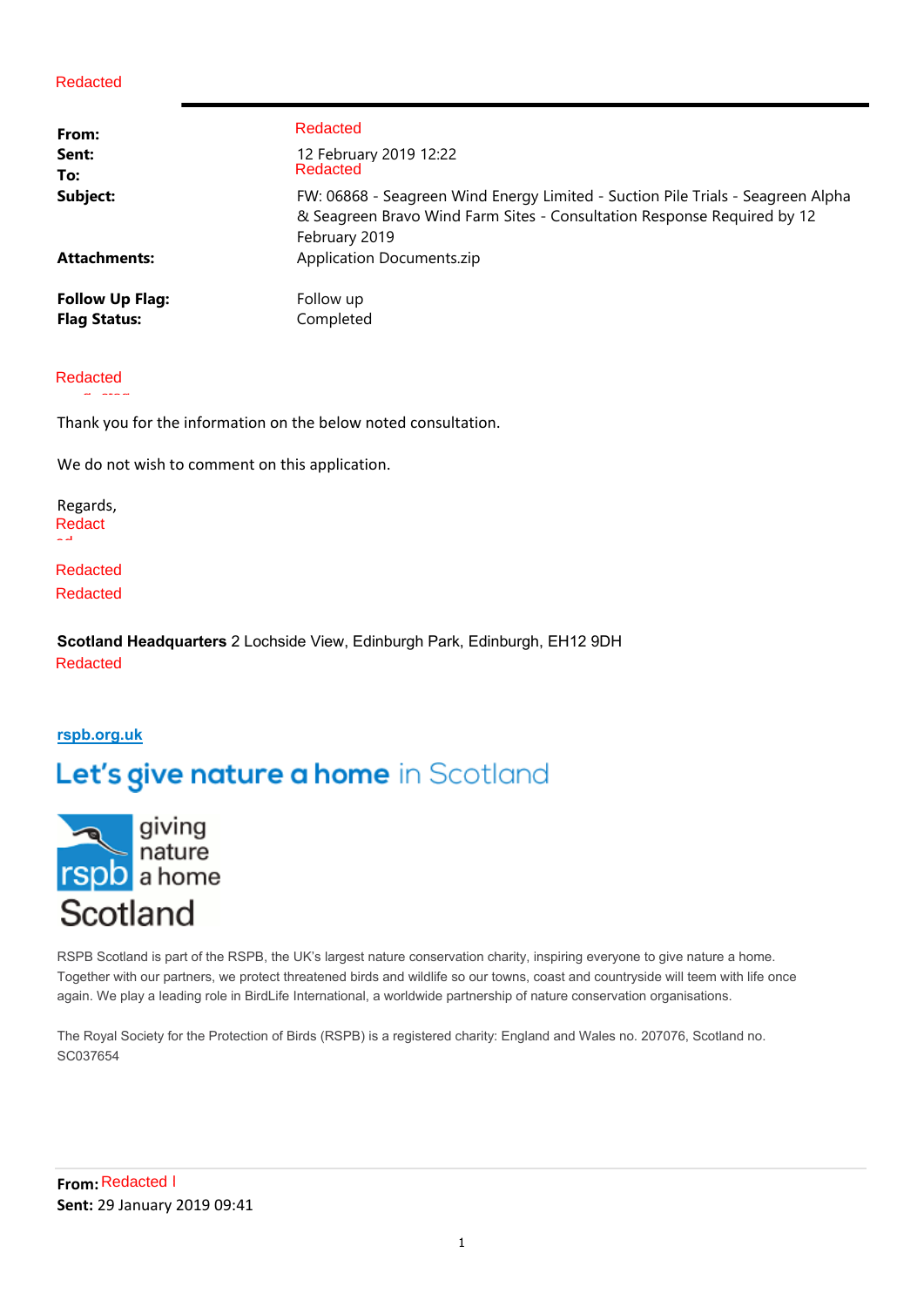Redacted

| | |
|---|---|
| **From:** | Redacted |
| **Sent:** | 12 February 2019 12:22 |
| **To:** | Redacted |
| **Subject:** | FW: 06868 - Seagreen Wind Energy Limited - Suction Pile Trials - Seagreen Alpha & Seagreen Bravo Wind Farm Sites - Consultation Response Required by 12 February 2019 |
| **Attachments:** | Application Documents.zip |
| **Follow Up Flag:** | Follow up |
| **Flag Status:** | Completed |

Redacted

Thank you for the information on the below noted consultation.

We do not wish to comment on this application.

Regards,
Redacted

Redacted
Redacted

**Scotland Headquarters** 2 Lochside View, Edinburgh Park, Edinburgh, EH12 9DH
Redacted

rspb.org.uk

Let's give nature a home in Scotland

giving nature a home rspb Scotland

RSPB Scotland is part of the RSPB, the UK's largest nature conservation charity, inspiring everyone to give nature a home. Together with our partners, we protect threatened birds and wildlife so our towns, coast and countryside will teem with life once again. We play a leading role in BirdLife International, a worldwide partnership of nature conservation organisations.

The Royal Society for the Protection of Birds (RSPB) is a registered charity: England and Wales no. 207076, Scotland no. SC037654

---

**From:** Redacted
**Sent:** 29 January 2019 09:41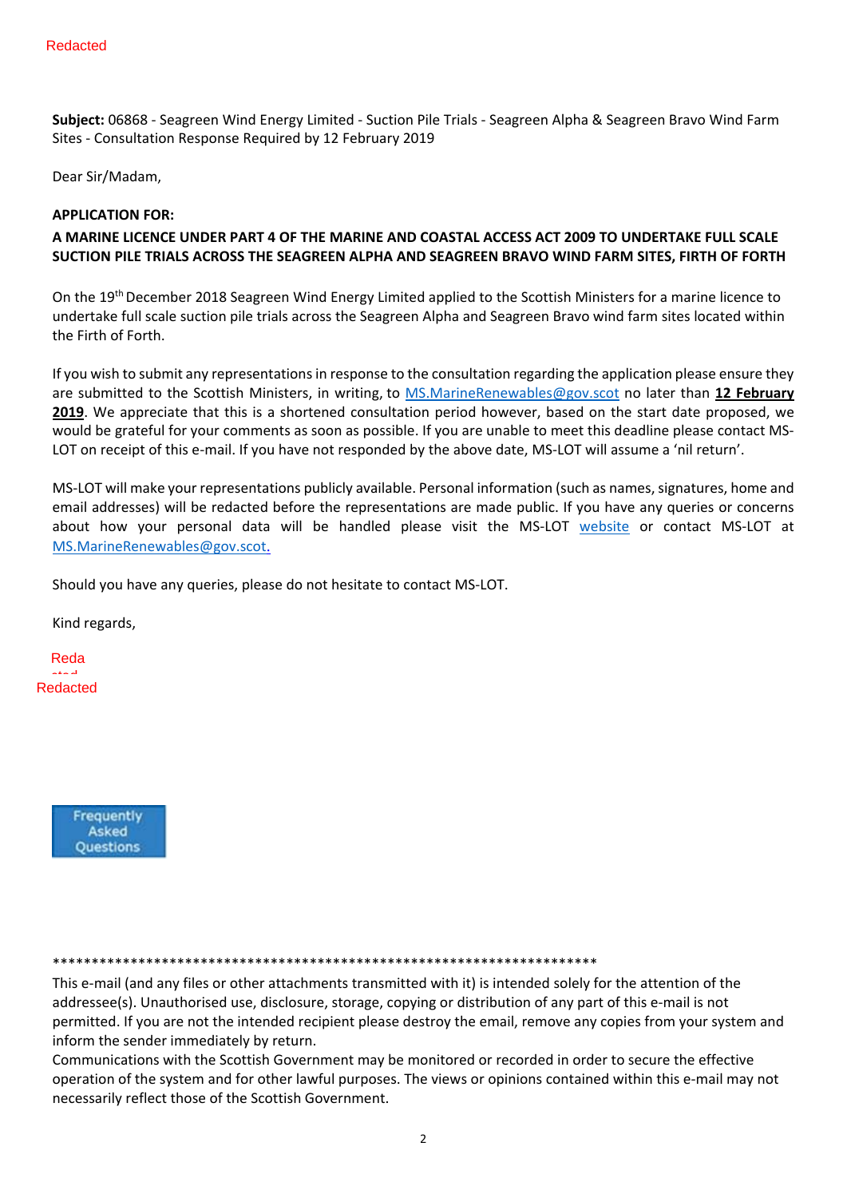Redacted

**Subject:** 06868 - Seagreen Wind Energy Limited - Suction Pile Trials - Seagreen Alpha & Seagreen Bravo Wind Farm Sites - Consultation Response Required by 12 February 2019

Dear Sir/Madam,

**APPLICATION FOR:**

**A MARINE LICENCE UNDER PART 4 OF THE MARINE AND COASTAL ACCESS ACT 2009 TO UNDERTAKE FULL SCALE SUCTION PILE TRIALS ACROSS THE SEAGREEN ALPHA AND SEAGREEN BRAVO WIND FARM SITES, FIRTH OF FORTH**

On the 19th December 2018 Seagreen Wind Energy Limited applied to the Scottish Ministers for a marine licence to undertake full scale suction pile trials across the Seagreen Alpha and Seagreen Bravo wind farm sites located within the Firth of Forth.

If you wish to submit any representations in response to the consultation regarding the application please ensure they are submitted to the Scottish Ministers, in writing, to MS.MarineRenewables@gov.scot no later than **12 February 2019**. We appreciate that this is a shortened consultation period however, based on the start date proposed, we would be grateful for your comments as soon as possible. If you are unable to meet this deadline please contact MS-LOT on receipt of this e-mail. If you have not responded by the above date, MS-LOT will assume a 'nil return'.

MS-LOT will make your representations publicly available. Personal information (such as names, signatures, home and email addresses) will be redacted before the representations are made public. If you have any queries or concerns about how your personal data will be handled please visit the MS-LOT website or contact MS-LOT at MS.MarineRenewables@gov.scot.

Should you have any queries, please do not hesitate to contact MS-LOT.

Kind regards,

Redacted

Redacted

Frequently Asked Questions

**********************************************************************

This e-mail (and any files or other attachments transmitted with it) is intended solely for the attention of the addressee(s). Unauthorised use, disclosure, storage, copying or distribution of any part of this e-mail is not permitted. If you are not the intended recipient please destroy the email, remove any copies from your system and inform the sender immediately by return.

Communications with the Scottish Government may be monitored or recorded in order to secure the effective operation of the system and for other lawful purposes. The views or opinions contained within this e-mail may not necessarily reflect those of the Scottish Government.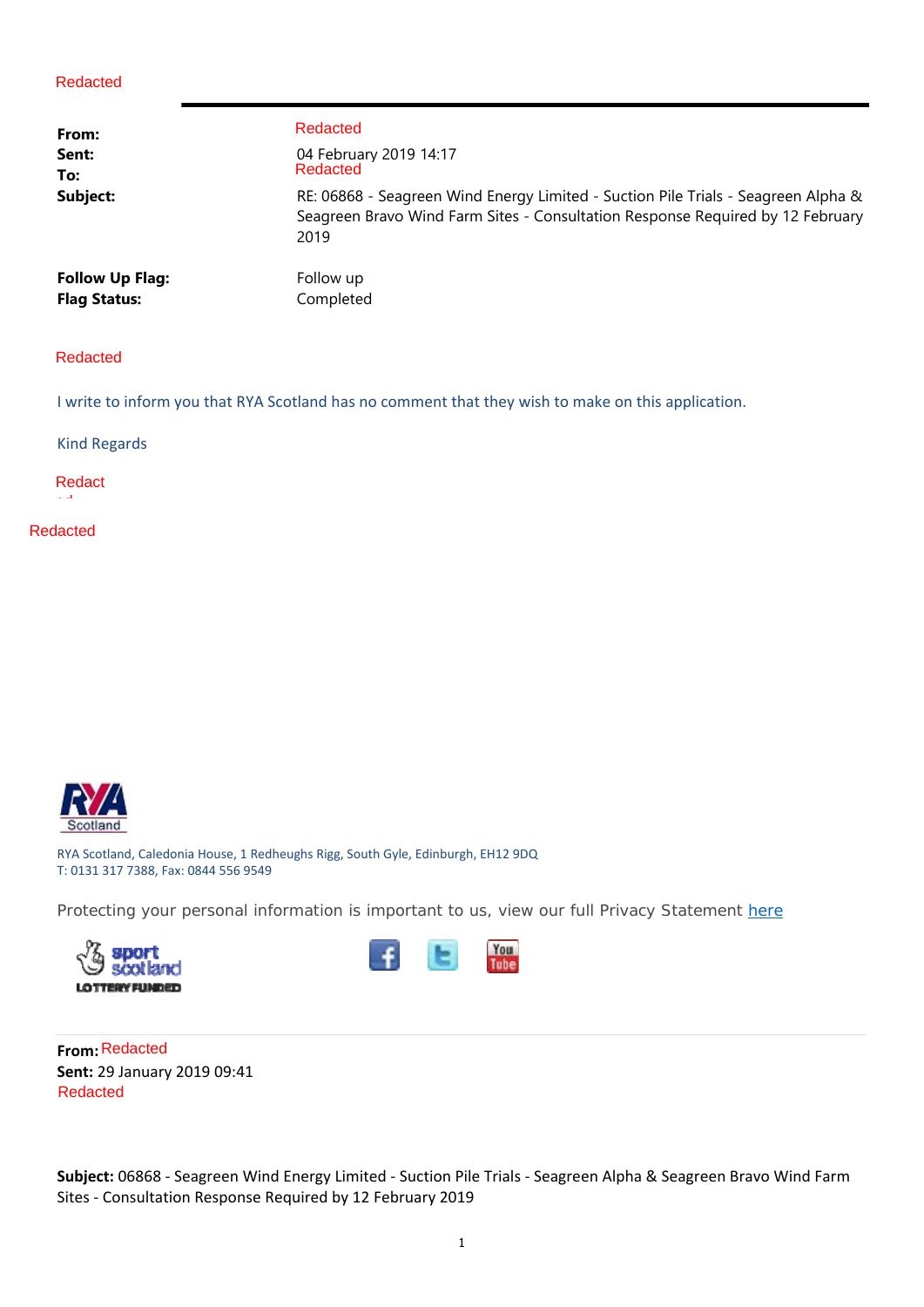Redacted

| | |
|---|---|
| **From:** | Redacted |
| **Sent:** | 04 February 2019 14:17 |
| **To:** | Redacted |
| **Subject:** | RE: 06868 - Seagreen Wind Energy Limited - Suction Pile Trials - Seagreen Alpha & Seagreen Bravo Wind Farm Sites - Consultation Response Required by 12 February 2019 |
| **Follow Up Flag:** | Follow up |
| **Flag Status:** | Completed |

Redacted

I write to inform you that RYA Scotland has no comment that they wish to make on this application.

Kind Regards

Redacted

Redacted

RYA Scotland

RYA Scotland, Caledonia House, 1 Redheughs Rigg, South Gyle, Edinburgh, EH12 9DQ
T: 0131 317 7388, Fax: 0844 556 9549

Protecting your personal information is important to us, view our full Privacy Statement here

sport scotland LOTTERY FUNDED

**From:** Redacted
**Sent:** 29 January 2019 09:41
Redacted

**Subject:** 06868 - Seagreen Wind Energy Limited - Suction Pile Trials - Seagreen Alpha & Seagreen Bravo Wind Farm Sites - Consultation Response Required by 12 February 2019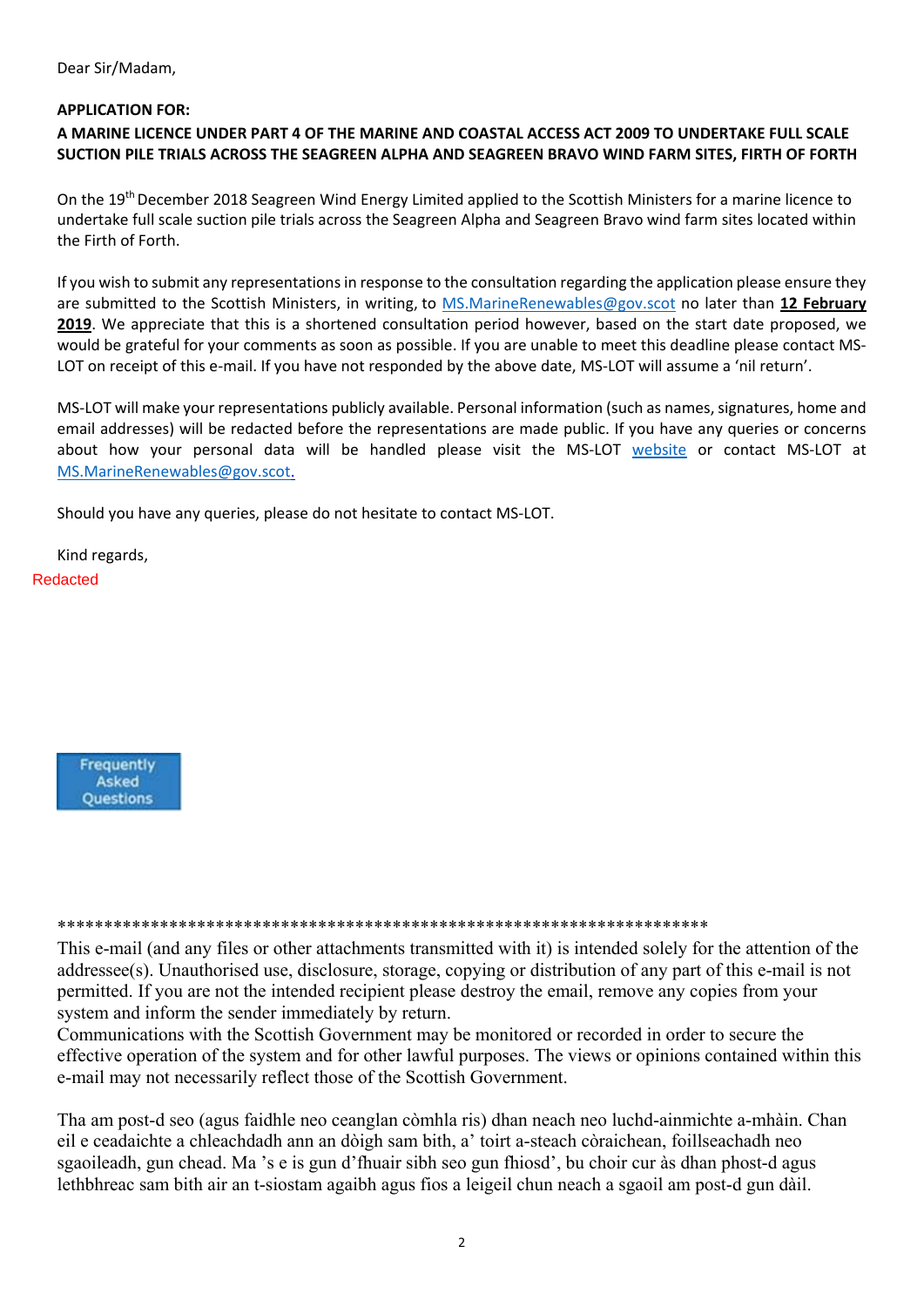Dear Sir/Madam,

**APPLICATION FOR:**

**A MARINE LICENCE UNDER PART 4 OF THE MARINE AND COASTAL ACCESS ACT 2009 TO UNDERTAKE FULL SCALE SUCTION PILE TRIALS ACROSS THE SEAGREEN ALPHA AND SEAGREEN BRAVO WIND FARM SITES, FIRTH OF FORTH**

On the 19th December 2018 Seagreen Wind Energy Limited applied to the Scottish Ministers for a marine licence to undertake full scale suction pile trials across the Seagreen Alpha and Seagreen Bravo wind farm sites located within the Firth of Forth.

If you wish to submit any representations in response to the consultation regarding the application please ensure they are submitted to the Scottish Ministers, in writing, to MS.MarineRenewables@gov.scot no later than **12 February 2019**. We appreciate that this is a shortened consultation period however, based on the start date proposed, we would be grateful for your comments as soon as possible. If you are unable to meet this deadline please contact MS-LOT on receipt of this e-mail. If you have not responded by the above date, MS-LOT will assume a 'nil return'.

MS-LOT will make your representations publicly available. Personal information (such as names, signatures, home and email addresses) will be redacted before the representations are made public. If you have any queries or concerns about how your personal data will be handled please visit the MS-LOT website or contact MS-LOT at MS.MarineRenewables@gov.scot.

Should you have any queries, please do not hesitate to contact MS-LOT.

Kind regards,

Redacted

Frequently Asked Questions

\*\*\*\*\*\*\*\*\*\*\*\*\*\*\*\*\*\*\*\*\*\*\*\*\*\*\*\*\*\*\*\*\*\*\*\*\*\*\*\*\*\*\*\*\*\*\*\*\*\*\*\*\*\*\*\*\*\*\*\*\*\*\*\*\*\*\*\*\*\*\*\*

This e-mail (and any files or other attachments transmitted with it) is intended solely for the attention of the addressee(s). Unauthorised use, disclosure, storage, copying or distribution of any part of this e-mail is not permitted. If you are not the intended recipient please destroy the email, remove any copies from your system and inform the sender immediately by return.

Communications with the Scottish Government may be monitored or recorded in order to secure the effective operation of the system and for other lawful purposes. The views or opinions contained within this e-mail may not necessarily reflect those of the Scottish Government.

Tha am post-d seo (agus faidhle neo ceanglan còmhla ris) dhan neach neo luchd-ainmichte a-mhàin. Chan eil e ceadaichte a chleachdadh ann an dòigh sam bith, a' toirt a-steach còraichean, foillseachadh neo sgaoileadh, gun chead. Ma 's e is gun d'fhuair sibh seo gun fhiosd', bu choir cur às dhan phost-d agus lethbhreac sam bith air an t-siostam agaibh agus fios a leigeil chun neach a sgaoil am post-d gun dàil.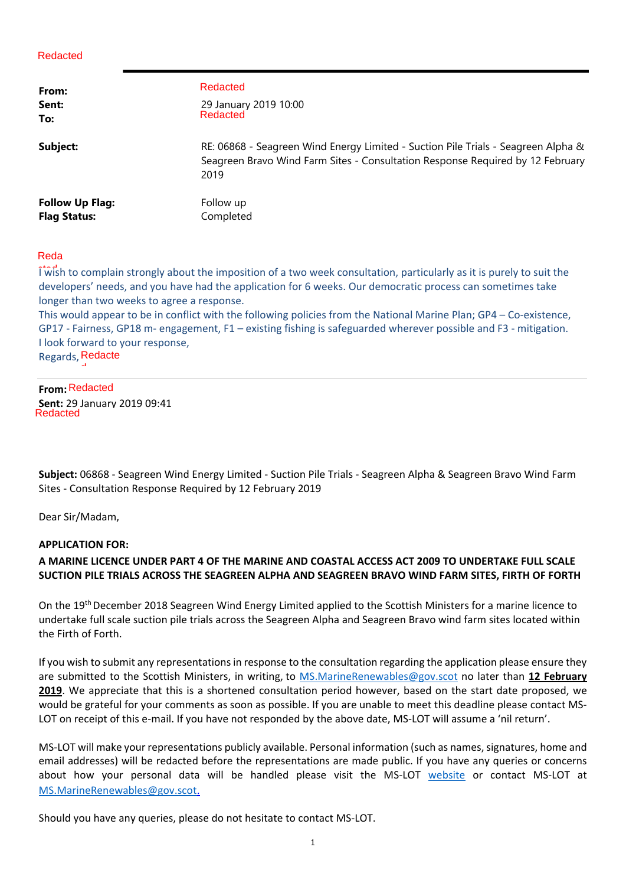Redacted

| | |
|---|---|
| **From:** | Redacted |
| **Sent:** | 29 January 2019 10:00 |
| **To:** | Redacted |
| **Subject:** | RE: 06868 - Seagreen Wind Energy Limited - Suction Pile Trials - Seagreen Alpha & Seagreen Bravo Wind Farm Sites - Consultation Response Required by 12 February 2019 |
| **Follow Up Flag:** | Follow up |
| **Flag Status:** | Completed |

Redacted

I wish to complain strongly about the imposition of a two week consultation, particularly as it is purely to suit the developers' needs, and you have had the application for 6 weeks. Our democratic process can sometimes take longer than two weeks to agree a response.

This would appear to be in conflict with the following policies from the National Marine Plan; GP4 – Co-existence, GP17 - Fairness, GP18 m- engagement, F1 – existing fishing is safeguarded wherever possible and F3 - mitigation.

I look forward to your response,

Regards, Redacted

---

**From:** Redacted
**Sent:** 29 January 2019 09:41
Redacted

**Subject:** 06868 - Seagreen Wind Energy Limited - Suction Pile Trials - Seagreen Alpha & Seagreen Bravo Wind Farm Sites - Consultation Response Required by 12 February 2019

Dear Sir/Madam,

**APPLICATION FOR:**

**A MARINE LICENCE UNDER PART 4 OF THE MARINE AND COASTAL ACCESS ACT 2009 TO UNDERTAKE FULL SCALE SUCTION PILE TRIALS ACROSS THE SEAGREEN ALPHA AND SEAGREEN BRAVO WIND FARM SITES, FIRTH OF FORTH**

On the 19th December 2018 Seagreen Wind Energy Limited applied to the Scottish Ministers for a marine licence to undertake full scale suction pile trials across the Seagreen Alpha and Seagreen Bravo wind farm sites located within the Firth of Forth.

If you wish to submit any representations in response to the consultation regarding the application please ensure they are submitted to the Scottish Ministers, in writing, to MS.MarineRenewables@gov.scot no later than **12 February 2019**. We appreciate that this is a shortened consultation period however, based on the start date proposed, we would be grateful for your comments as soon as possible. If you are unable to meet this deadline please contact MS-LOT on receipt of this e-mail. If you have not responded by the above date, MS-LOT will assume a 'nil return'.

MS-LOT will make your representations publicly available. Personal information (such as names, signatures, home and email addresses) will be redacted before the representations are made public. If you have any queries or concerns about how your personal data will be handled please visit the MS-LOT website or contact MS-LOT at MS.MarineRenewables@gov.scot.

Should you have any queries, please do not hesitate to contact MS-LOT.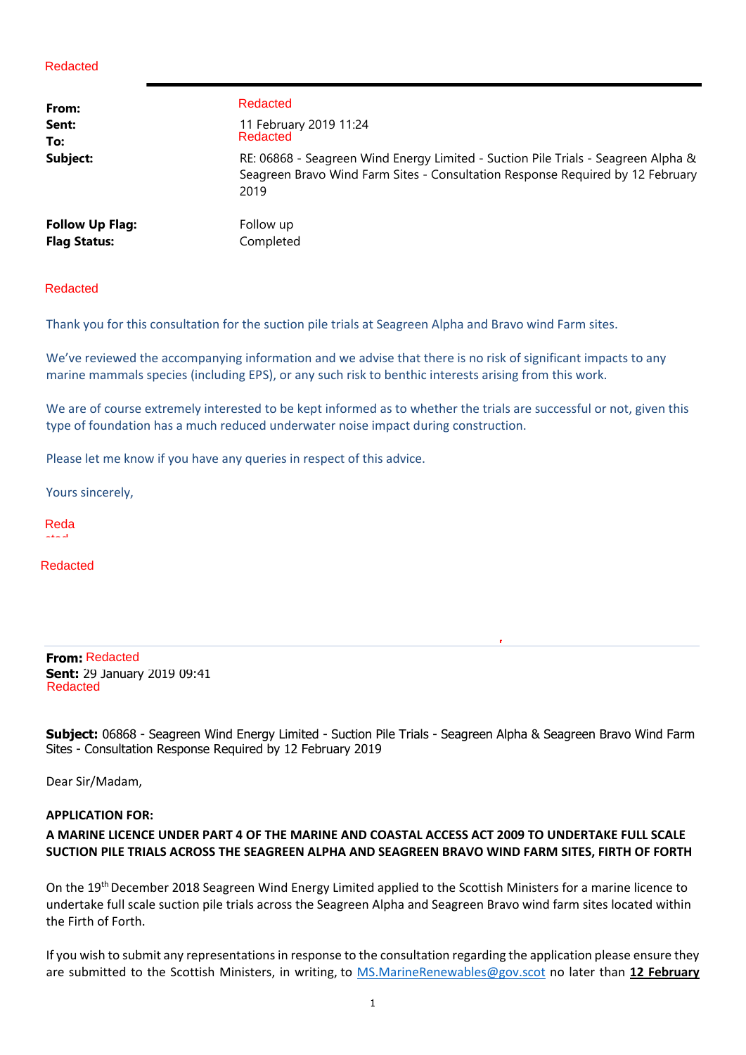Redacted

**From:** Redacted
**Sent:** 11 February 2019 11:24
**To:** Redacted
**Subject:** RE: 06868 - Seagreen Wind Energy Limited - Suction Pile Trials - Seagreen Alpha & Seagreen Bravo Wind Farm Sites - Consultation Response Required by 12 February 2019

**Follow Up Flag:** Follow up
**Flag Status:** Completed

Redacted

Thank you for this consultation for the suction pile trials at Seagreen Alpha and Bravo wind Farm sites.

We've reviewed the accompanying information and we advise that there is no risk of significant impacts to any marine mammals species (including EPS), or any such risk to benthic interests arising from this work.

We are of course extremely interested to be kept informed as to whether the trials are successful or not, given this type of foundation has a much reduced underwater noise impact during construction.

Please let me know if you have any queries in respect of this advice.

Yours sincerely,

Redacted

Redacted

---

**From:** Redacted
**Sent:** 29 January 2019 09:41
Redacted

**Subject:** 06868 - Seagreen Wind Energy Limited - Suction Pile Trials - Seagreen Alpha & Seagreen Bravo Wind Farm Sites - Consultation Response Required by 12 February 2019

Dear Sir/Madam,

**APPLICATION FOR:**

**A MARINE LICENCE UNDER PART 4 OF THE MARINE AND COASTAL ACCESS ACT 2009 TO UNDERTAKE FULL SCALE SUCTION PILE TRIALS ACROSS THE SEAGREEN ALPHA AND SEAGREEN BRAVO WIND FARM SITES, FIRTH OF FORTH**

On the 19th December 2018 Seagreen Wind Energy Limited applied to the Scottish Ministers for a marine licence to undertake full scale suction pile trials across the Seagreen Alpha and Seagreen Bravo wind farm sites located within the Firth of Forth.

If you wish to submit any representations in response to the consultation regarding the application please ensure they are submitted to the Scottish Ministers, in writing, to MS.MarineRenewables@gov.scot no later than **12 February**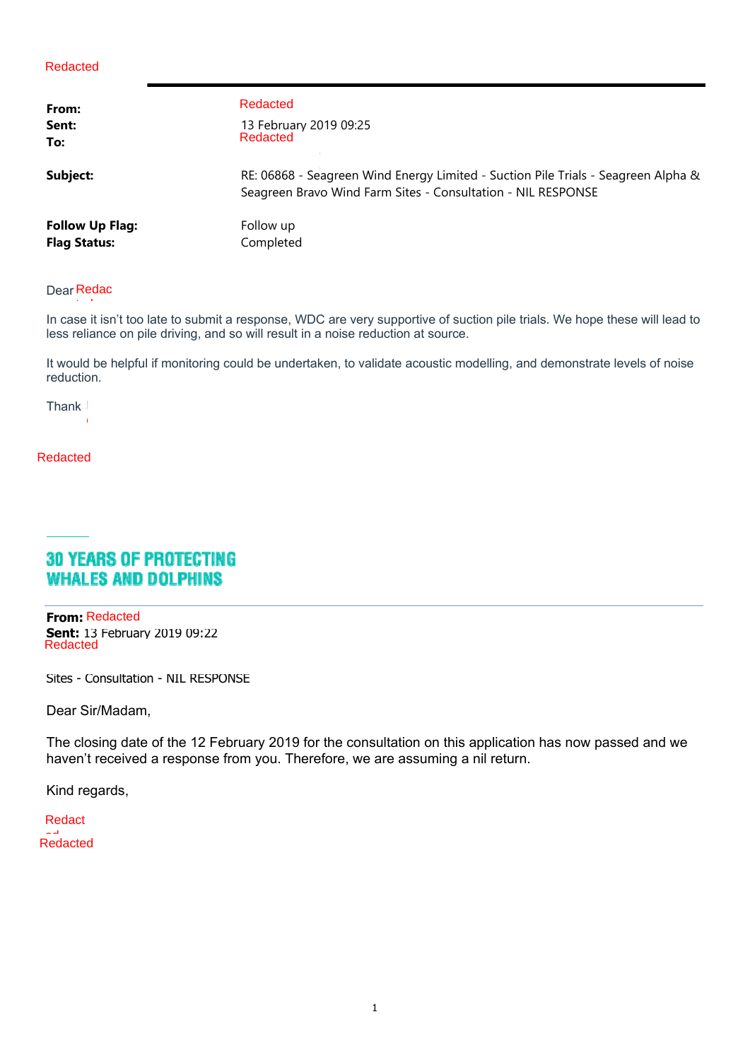Redacted

| | |
|---|---|
| **From:** | Redacted |
| **Sent:** | 13 February 2019 09:25 |
| **To:** | Redacted |
| **Subject:** | RE: 06868 - Seagreen Wind Energy Limited - Suction Pile Trials - Seagreen Alpha & Seagreen Bravo Wind Farm Sites - Consultation - NIL RESPONSE |
| **Follow Up Flag:** | Follow up |
| **Flag Status:** | Completed |

Dear Redacted

In case it isn't too late to submit a response, WDC are very supportive of suction pile trials. We hope these will lead to less reliance on pile driving, and so will result in a noise reduction at source.

It would be helpful if monitoring could be undertaken, to validate acoustic modelling, and demonstrate levels of noise reduction.

Thank

Redacted

**30 YEARS OF PROTECTING WHALES AND DOLPHINS**

**From:** Redacted
**Sent:** 13 February 2019 09:22
Redacted

Sites - Consultation - NIL RESPONSE

Dear Sir/Madam,

The closing date of the 12 February 2019 for the consultation on this application has now passed and we haven't received a response from you. Therefore, we are assuming a nil return.

Kind regards,

Redacted
Redacted